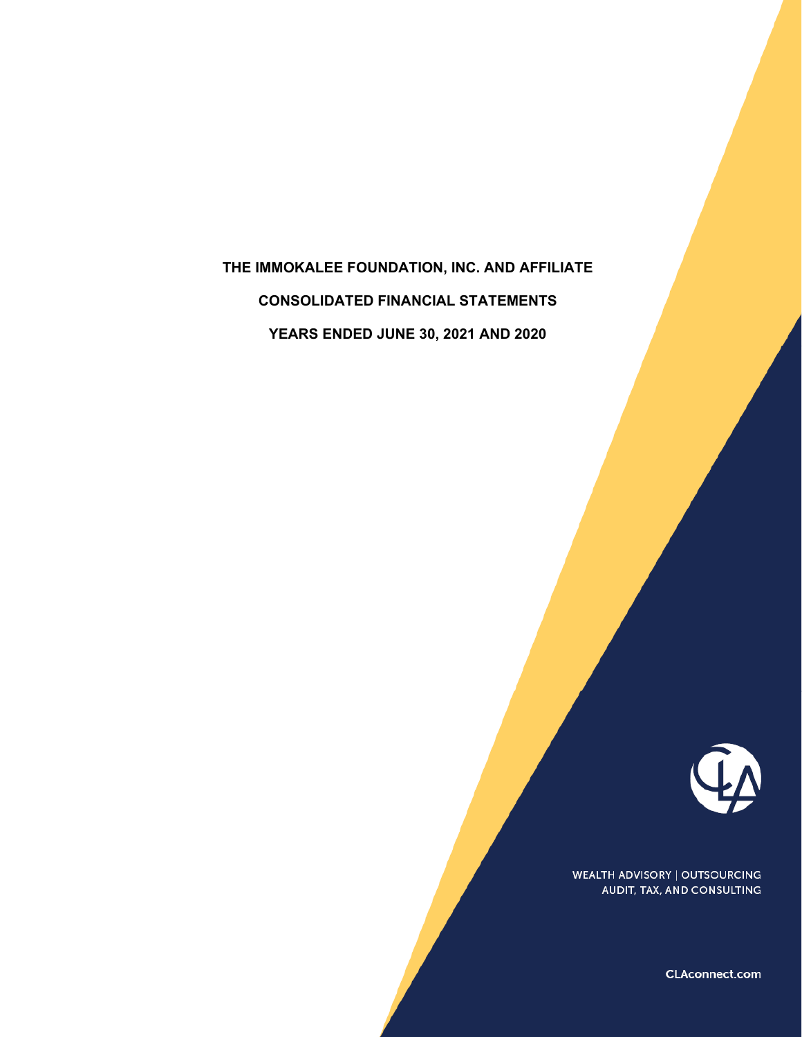# THE IMMOKALEE FOUNDATION, INC. AND AFFILIATE

## CONSOLIDATED FINANCIAL STATEMENTS

## YEARS ENDED JUNE 30, 2021 AND 2020

WEALTH ADVISORY | OUTSOURCING
AUDIT, TAX, AND CONSULTING

CLAconnect.com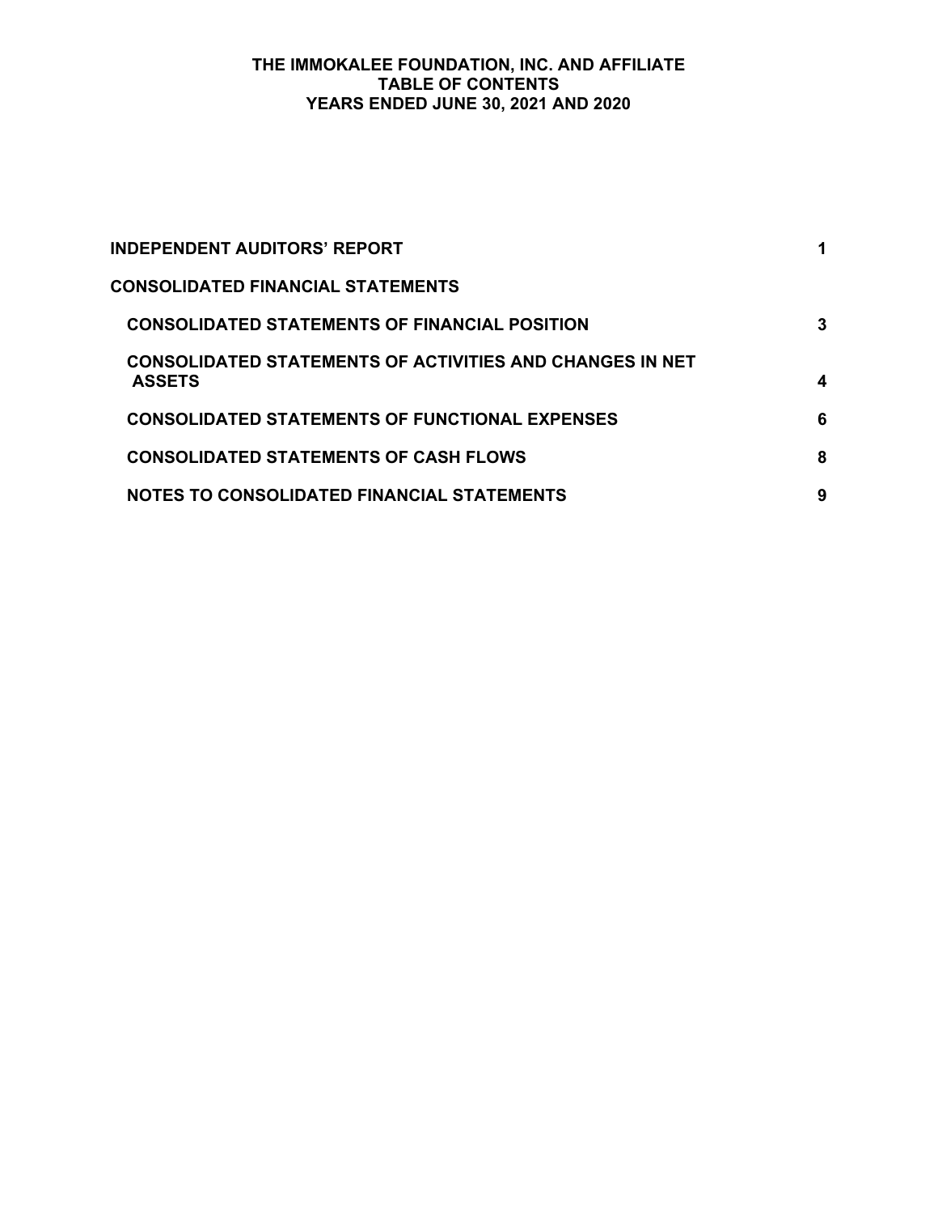# THE IMMOKALEE FOUNDATION, INC. AND AFFILIATE
## TABLE OF CONTENTS
## YEARS ENDED JUNE 30, 2021 AND 2020

| | |
|---|---|
| **INDEPENDENT AUDITORS' REPORT** | **1** |
| **CONSOLIDATED FINANCIAL STATEMENTS** | |
| **CONSOLIDATED STATEMENTS OF FINANCIAL POSITION** | **3** |
| **CONSOLIDATED STATEMENTS OF ACTIVITIES AND CHANGES IN NET ASSETS** | **4** |
| **CONSOLIDATED STATEMENTS OF FUNCTIONAL EXPENSES** | **6** |
| **CONSOLIDATED STATEMENTS OF CASH FLOWS** | **8** |
| **NOTES TO CONSOLIDATED FINANCIAL STATEMENTS** | **9** |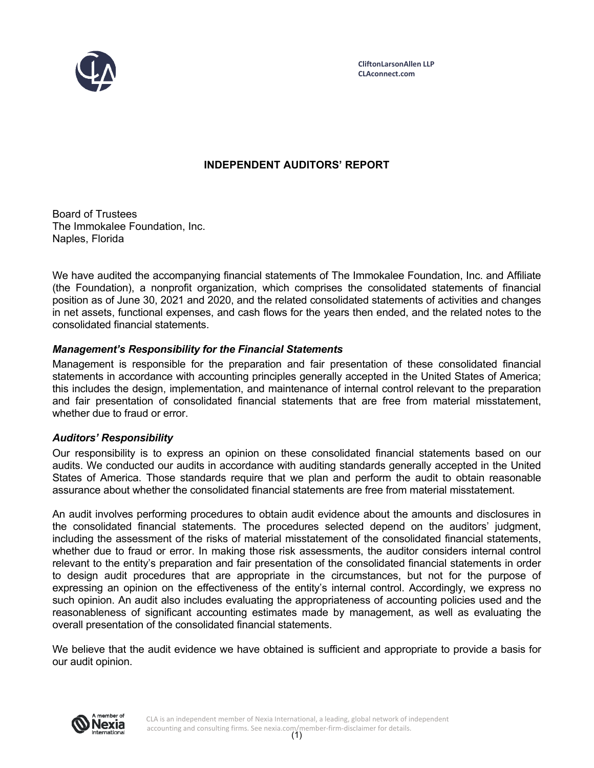CliftonLarsonAllen LLP
CLAconnect.com

## INDEPENDENT AUDITORS' REPORT

Board of Trustees
The Immokalee Foundation, Inc.
Naples, Florida

We have audited the accompanying financial statements of The Immokalee Foundation, Inc. and Affiliate (the Foundation), a nonprofit organization, which comprises the consolidated statements of financial position as of June 30, 2021 and 2020, and the related consolidated statements of activities and changes in net assets, functional expenses, and cash flows for the years then ended, and the related notes to the consolidated financial statements.

### *Management's Responsibility for the Financial Statements*

Management is responsible for the preparation and fair presentation of these consolidated financial statements in accordance with accounting principles generally accepted in the United States of America; this includes the design, implementation, and maintenance of internal control relevant to the preparation and fair presentation of consolidated financial statements that are free from material misstatement, whether due to fraud or error.

### *Auditors' Responsibility*

Our responsibility is to express an opinion on these consolidated financial statements based on our audits. We conducted our audits in accordance with auditing standards generally accepted in the United States of America. Those standards require that we plan and perform the audit to obtain reasonable assurance about whether the consolidated financial statements are free from material misstatement.

An audit involves performing procedures to obtain audit evidence about the amounts and disclosures in the consolidated financial statements. The procedures selected depend on the auditors' judgment, including the assessment of the risks of material misstatement of the consolidated financial statements, whether due to fraud or error. In making those risk assessments, the auditor considers internal control relevant to the entity's preparation and fair presentation of the consolidated financial statements in order to design audit procedures that are appropriate in the circumstances, but not for the purpose of expressing an opinion on the effectiveness of the entity's internal control. Accordingly, we express no such opinion. An audit also includes evaluating the appropriateness of accounting policies used and the reasonableness of significant accounting estimates made by management, as well as evaluating the overall presentation of the consolidated financial statements.

We believe that the audit evidence we have obtained is sufficient and appropriate to provide a basis for our audit opinion.

CLA is an independent member of Nexia International, a leading, global network of independent accounting and consulting firms. See nexia.com/member-firm-disclaimer for details.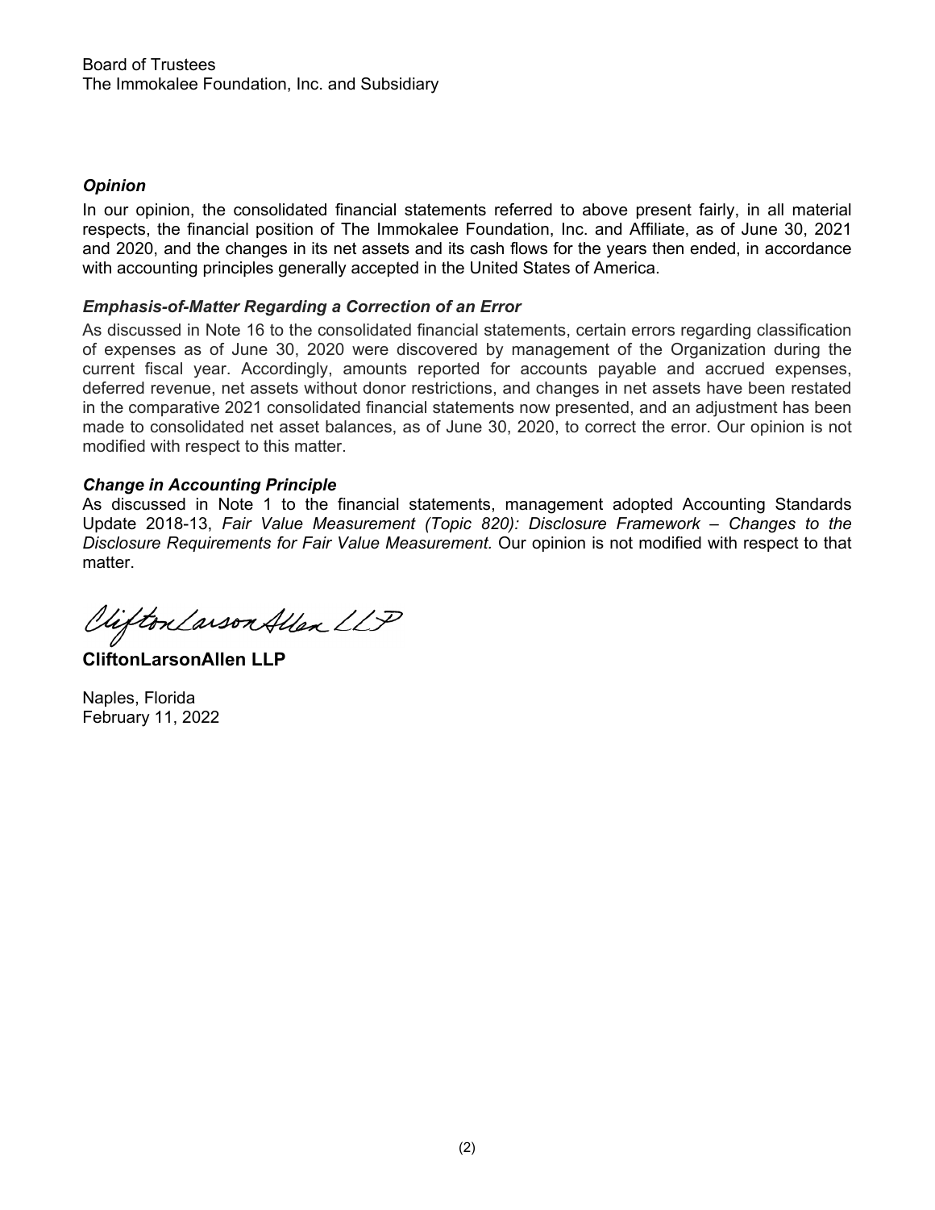Board of Trustees
The Immokalee Foundation, Inc. and Subsidiary

### *Opinion*

In our opinion, the consolidated financial statements referred to above present fairly, in all material respects, the financial position of The Immokalee Foundation, Inc. and Affiliate, as of June 30, 2021 and 2020, and the changes in its net assets and its cash flows for the years then ended, in accordance with accounting principles generally accepted in the United States of America.

### *Emphasis-of-Matter Regarding a Correction of an Error*

As discussed in Note 16 to the consolidated financial statements, certain errors regarding classification of expenses as of June 30, 2020 were discovered by management of the Organization during the current fiscal year. Accordingly, amounts reported for accounts payable and accrued expenses, deferred revenue, net assets without donor restrictions, and changes in net assets have been restated in the comparative 2021 consolidated financial statements now presented, and an adjustment has been made to consolidated net asset balances, as of June 30, 2020, to correct the error. Our opinion is not modified with respect to this matter.

### *Change in Accounting Principle*

As discussed in Note 1 to the financial statements, management adopted Accounting Standards Update 2018-13, *Fair Value Measurement (Topic 820): Disclosure Framework – Changes to the Disclosure Requirements for Fair Value Measurement.* Our opinion is not modified with respect to that matter.

CliftonLarsonAllen LLP

**CliftonLarsonAllen LLP**

Naples, Florida
February 11, 2022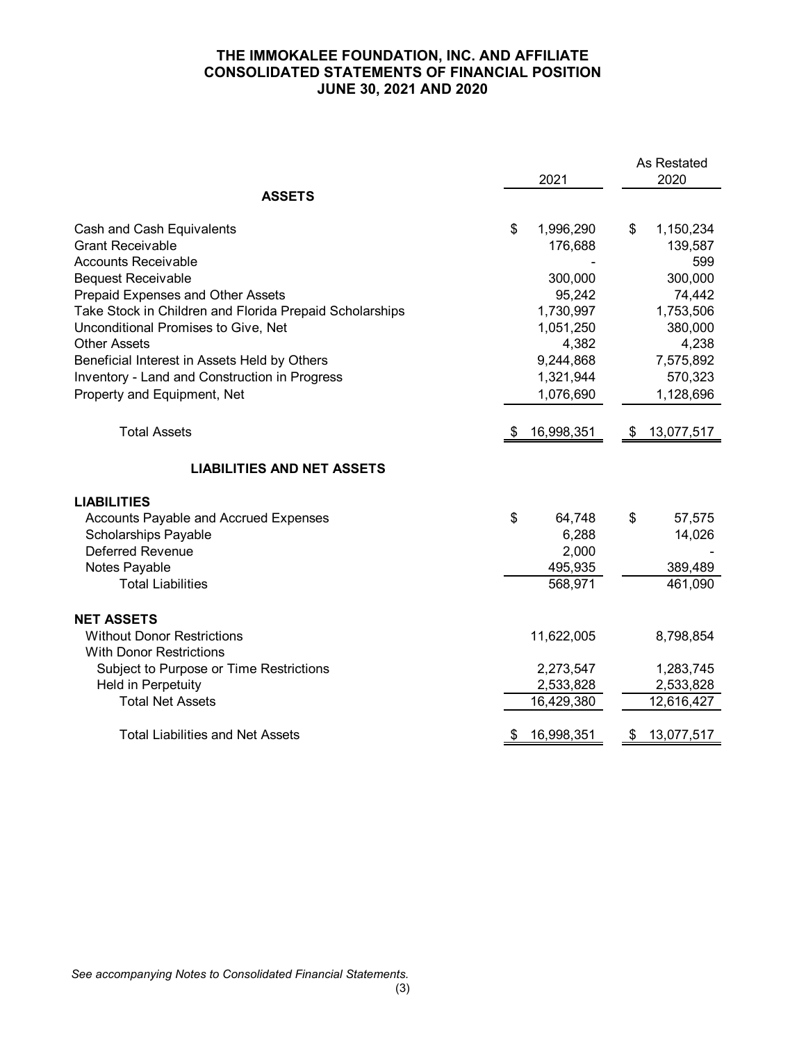# THE IMMOKALEE FOUNDATION, INC. AND AFFILIATE
## CONSOLIDATED STATEMENTS OF FINANCIAL POSITION
### JUNE 30, 2021 AND 2020

| | 2021 | As Restated 2020 |
|---|---|---|
| **ASSETS** | | |
| Cash and Cash Equivalents | $ 1,996,290 | $ 1,150,234 |
| Grant Receivable | 176,688 | 139,587 |
| Accounts Receivable | - | 599 |
| Bequest Receivable | 300,000 | 300,000 |
| Prepaid Expenses and Other Assets | 95,242 | 74,442 |
| Take Stock in Children and Florida Prepaid Scholarships | 1,730,997 | 1,753,506 |
| Unconditional Promises to Give, Net | 1,051,250 | 380,000 |
| Other Assets | 4,382 | 4,238 |
| Beneficial Interest in Assets Held by Others | 9,244,868 | 7,575,892 |
| Inventory - Land and Construction in Progress | 1,321,944 | 570,323 |
| Property and Equipment, Net | 1,076,690 | 1,128,696 |
| Total Assets | $ 16,998,351 | $ 13,077,517 |
| **LIABILITIES AND NET ASSETS** | | |
| **LIABILITIES** | | |
| Accounts Payable and Accrued Expenses | $ 64,748 | $ 57,575 |
| Scholarships Payable | 6,288 | 14,026 |
| Deferred Revenue | 2,000 | - |
| Notes Payable | 495,935 | 389,489 |
| Total Liabilities | 568,971 | 461,090 |
| **NET ASSETS** | | |
| Without Donor Restrictions | 11,622,005 | 8,798,854 |
| With Donor Restrictions | | |
| Subject to Purpose or Time Restrictions | 2,273,547 | 1,283,745 |
| Held in Perpetuity | 2,533,828 | 2,533,828 |
| Total Net Assets | 16,429,380 | 12,616,427 |
| Total Liabilities and Net Assets | $ 16,998,351 | $ 13,077,517 |

*See accompanying Notes to Consolidated Financial Statements.*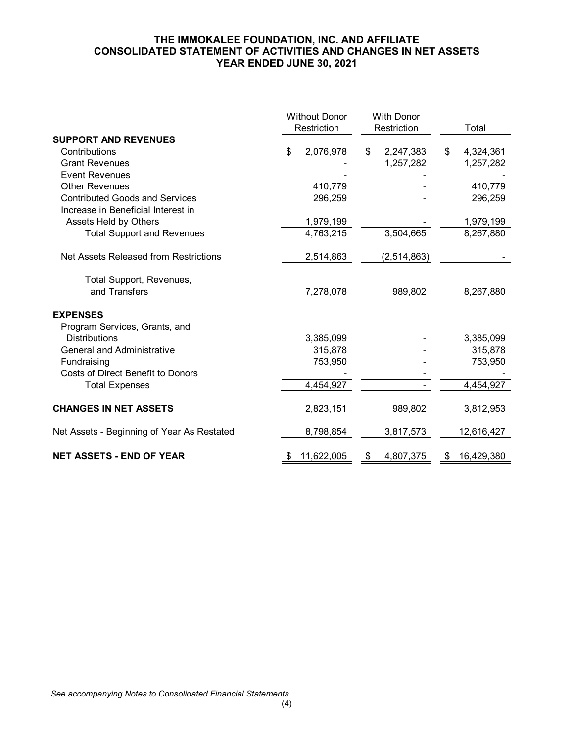# THE IMMOKALEE FOUNDATION, INC. AND AFFILIATE
# CONSOLIDATED STATEMENT OF ACTIVITIES AND CHANGES IN NET ASSETS
# YEAR ENDED JUNE 30, 2021

| | Without Donor Restriction | With Donor Restriction | Total |
|---|---|---|---|
| **SUPPORT AND REVENUES** | | | |
| Contributions | $ 2,076,978 | $ 2,247,383 | $ 4,324,361 |
| Grant Revenues | - | 1,257,282 | 1,257,282 |
| Event Revenues | - | - | - |
| Other Revenues | 410,779 | - | 410,779 |
| Contributed Goods and Services | 296,259 | - | 296,259 |
| Increase in Beneficial Interest in Assets Held by Others | 1,979,199 | - | 1,979,199 |
| Total Support and Revenues | 4,763,215 | 3,504,665 | 8,267,880 |
| Net Assets Released from Restrictions | 2,514,863 | (2,514,863) | - |
| Total Support, Revenues, and Transfers | 7,278,078 | 989,802 | 8,267,880 |
| **EXPENSES** | | | |
| Program Services, Grants, and Distributions | 3,385,099 | - | 3,385,099 |
| General and Administrative | 315,878 | - | 315,878 |
| Fundraising | 753,950 | - | 753,950 |
| Costs of Direct Benefit to Donors | - | - | - |
| Total Expenses | 4,454,927 | - | 4,454,927 |
| **CHANGES IN NET ASSETS** | 2,823,151 | 989,802 | 3,812,953 |
| Net Assets - Beginning of Year As Restated | 8,798,854 | 3,817,573 | 12,616,427 |
| **NET ASSETS - END OF YEAR** | $ 11,622,005 | $ 4,807,375 | $ 16,429,380 |

*See accompanying Notes to Consolidated Financial Statements.*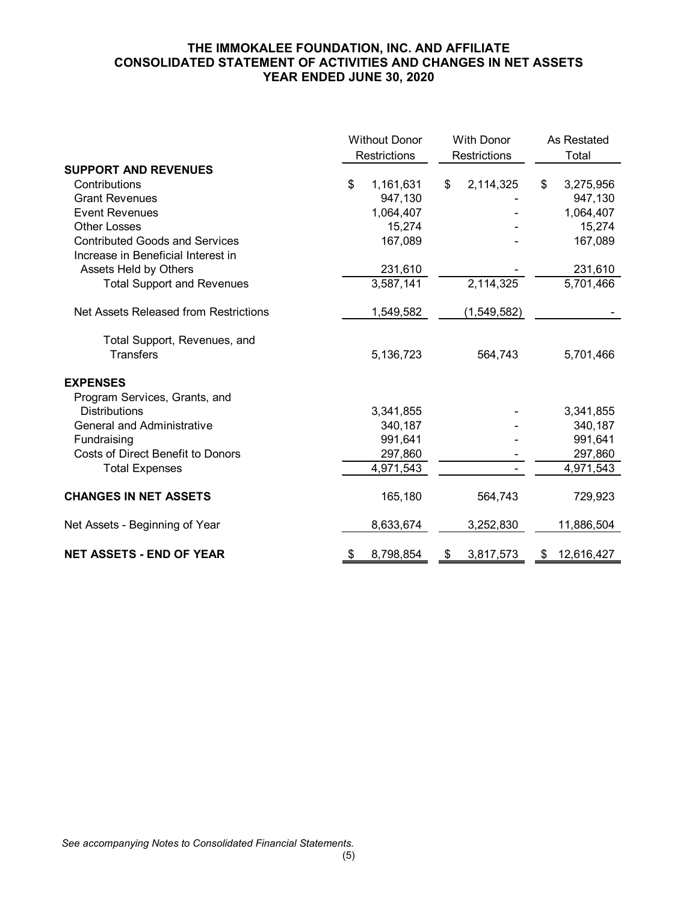# THE IMMOKALEE FOUNDATION, INC. AND AFFILIATE
## CONSOLIDATED STATEMENT OF ACTIVITIES AND CHANGES IN NET ASSETS
### YEAR ENDED JUNE 30, 2020

| | Without Donor Restrictions | With Donor Restrictions | As Restated Total |
|---|---|---|---|
| **SUPPORT AND REVENUES** | | | |
| Contributions | $ 1,161,631 | $ 2,114,325 | $ 3,275,956 |
| Grant Revenues | 947,130 | - | 947,130 |
| Event Revenues | 1,064,407 | - | 1,064,407 |
| Other Losses | 15,274 | - | 15,274 |
| Contributed Goods and Services | 167,089 | - | 167,089 |
| Increase in Beneficial Interest in Assets Held by Others | 231,610 | - | 231,610 |
| Total Support and Revenues | 3,587,141 | 2,114,325 | 5,701,466 |
| Net Assets Released from Restrictions | 1,549,582 | (1,549,582) | - |
| Total Support, Revenues, and Transfers | 5,136,723 | 564,743 | 5,701,466 |
| **EXPENSES** | | | |
| Program Services, Grants, and Distributions | 3,341,855 | - | 3,341,855 |
| General and Administrative | 340,187 | - | 340,187 |
| Fundraising | 991,641 | - | 991,641 |
| Costs of Direct Benefit to Donors | 297,860 | - | 297,860 |
| Total Expenses | 4,971,543 | - | 4,971,543 |
| **CHANGES IN NET ASSETS** | 165,180 | 564,743 | 729,923 |
| Net Assets - Beginning of Year | 8,633,674 | 3,252,830 | 11,886,504 |
| **NET ASSETS - END OF YEAR** | $ 8,798,854 | $ 3,817,573 | $ 12,616,427 |

*See accompanying Notes to Consolidated Financial Statements.*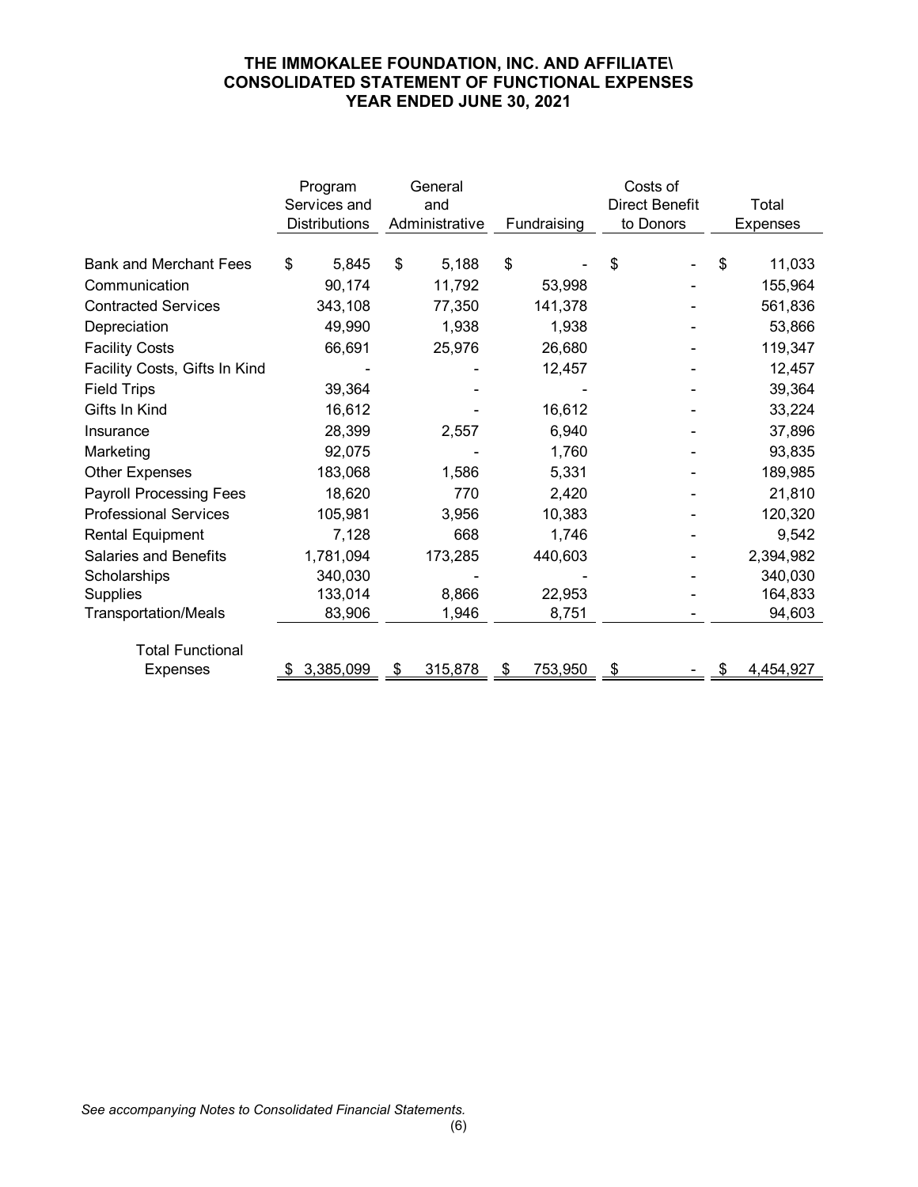# THE IMMOKALEE FOUNDATION, INC. AND AFFILIATE\
# CONSOLIDATED STATEMENT OF FUNCTIONAL EXPENSES
# YEAR ENDED JUNE 30, 2021

| | Program Services and Distributions | General and Administrative | Fundraising | Costs of Direct Benefit to Donors | Total Expenses |
|---|---|---|---|---|---|
| Bank and Merchant Fees | $ 5,845 | $ 5,188 | $ - | $ - | $ 11,033 |
| Communication | 90,174 | 11,792 | 53,998 | - | 155,964 |
| Contracted Services | 343,108 | 77,350 | 141,378 | - | 561,836 |
| Depreciation | 49,990 | 1,938 | 1,938 | - | 53,866 |
| Facility Costs | 66,691 | 25,976 | 26,680 | - | 119,347 |
| Facility Costs, Gifts In Kind | - | - | 12,457 | - | 12,457 |
| Field Trips | 39,364 | - | - | - | 39,364 |
| Gifts In Kind | 16,612 | - | 16,612 | - | 33,224 |
| Insurance | 28,399 | 2,557 | 6,940 | - | 37,896 |
| Marketing | 92,075 | - | 1,760 | - | 93,835 |
| Other Expenses | 183,068 | 1,586 | 5,331 | - | 189,985 |
| Payroll Processing Fees | 18,620 | 770 | 2,420 | - | 21,810 |
| Professional Services | 105,981 | 3,956 | 10,383 | - | 120,320 |
| Rental Equipment | 7,128 | 668 | 1,746 | - | 9,542 |
| Salaries and Benefits | 1,781,094 | 173,285 | 440,603 | - | 2,394,982 |
| Scholarships | 340,030 | - | - | - | 340,030 |
| Supplies | 133,014 | 8,866 | 22,953 | - | 164,833 |
| Transportation/Meals | 83,906 | 1,946 | 8,751 | - | 94,603 |
| Total Functional Expenses | $ 3,385,099 | $ 315,878 | $ 753,950 | $ - | $ 4,454,927 |

*See accompanying Notes to Consolidated Financial Statements.*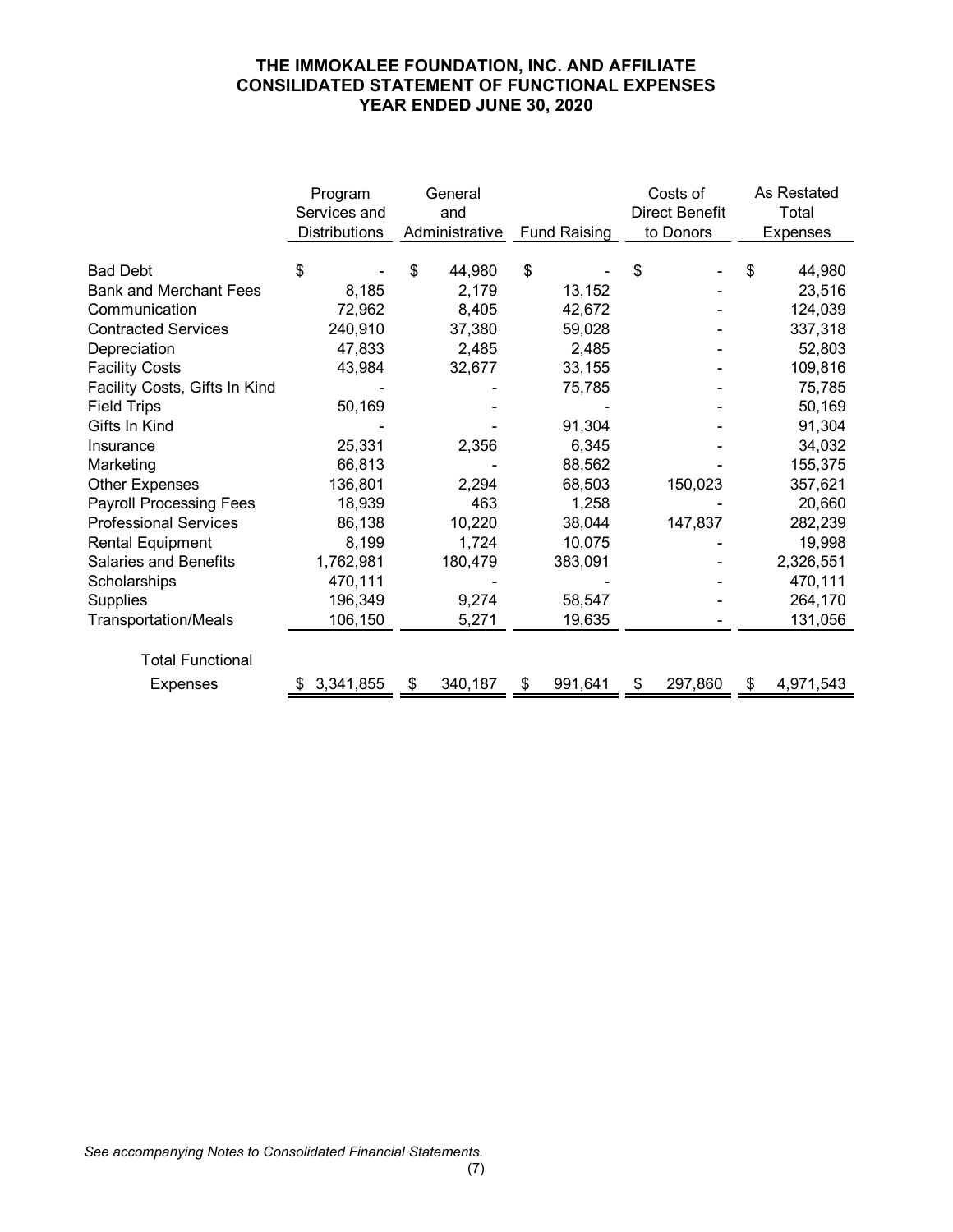# THE IMMOKALEE FOUNDATION, INC. AND AFFILIATE
# CONSILIDATED STATEMENT OF FUNCTIONAL EXPENSES
# YEAR ENDED JUNE 30, 2020

| | Program Services and Distributions | General and Administrative | Fund Raising | Costs of Direct Benefit to Donors | As Restated Total Expenses |
|---|---|---|---|---|---|
| Bad Debt | $ - | $ 44,980 | $ - | $ - | $ 44,980 |
| Bank and Merchant Fees | 8,185 | 2,179 | 13,152 | - | 23,516 |
| Communication | 72,962 | 8,405 | 42,672 | - | 124,039 |
| Contracted Services | 240,910 | 37,380 | 59,028 | - | 337,318 |
| Depreciation | 47,833 | 2,485 | 2,485 | - | 52,803 |
| Facility Costs | 43,984 | 32,677 | 33,155 | - | 109,816 |
| Facility Costs, Gifts In Kind | - | - | 75,785 | - | 75,785 |
| Field Trips | 50,169 | - | - | - | 50,169 |
| Gifts In Kind | - | - | 91,304 | - | 91,304 |
| Insurance | 25,331 | 2,356 | 6,345 | - | 34,032 |
| Marketing | 66,813 | - | 88,562 | - | 155,375 |
| Other Expenses | 136,801 | 2,294 | 68,503 | 150,023 | 357,621 |
| Payroll Processing Fees | 18,939 | 463 | 1,258 | - | 20,660 |
| Professional Services | 86,138 | 10,220 | 38,044 | 147,837 | 282,239 |
| Rental Equipment | 8,199 | 1,724 | 10,075 | - | 19,998 |
| Salaries and Benefits | 1,762,981 | 180,479 | 383,091 | - | 2,326,551 |
| Scholarships | 470,111 | - | - | - | 470,111 |
| Supplies | 196,349 | 9,274 | 58,547 | - | 264,170 |
| Transportation/Meals | 106,150 | 5,271 | 19,635 | - | 131,056 |
| Total Functional Expenses | $ 3,341,855 | $ 340,187 | $ 991,641 | $ 297,860 | $ 4,971,543 |

*See accompanying Notes to Consolidated Financial Statements.*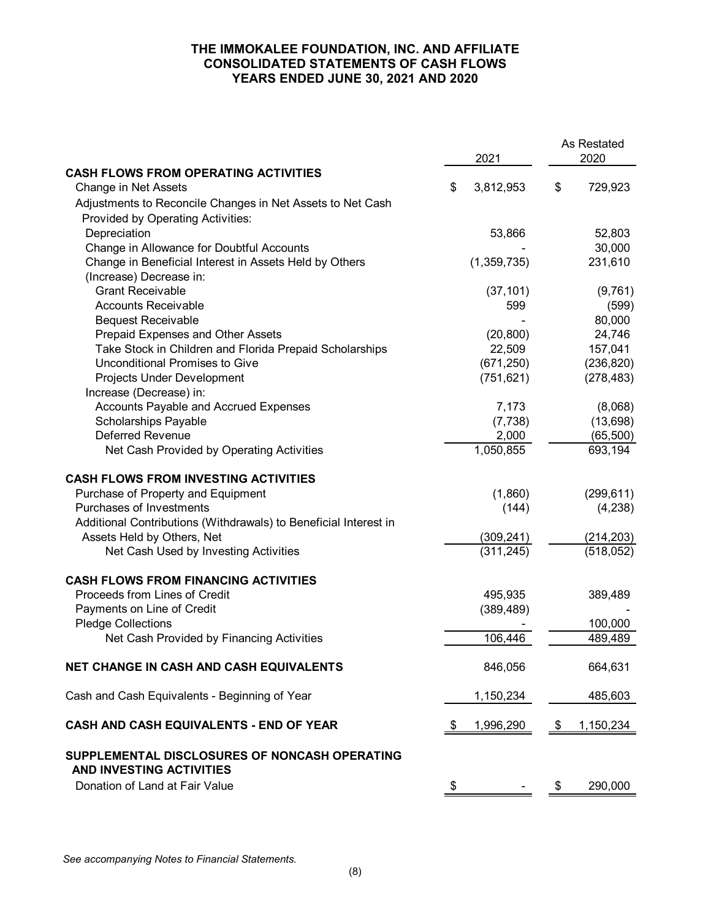# THE IMMOKALEE FOUNDATION, INC. AND AFFILIATE
## CONSOLIDATED STATEMENTS OF CASH FLOWS
### YEARS ENDED JUNE 30, 2021 AND 2020

| | 2021 | As Restated 2020 |
|---|---|---|
| **CASH FLOWS FROM OPERATING ACTIVITIES** | | |
| Change in Net Assets | $ 3,812,953 | $ 729,923 |
| Adjustments to Reconcile Changes in Net Assets to Net Cash Provided by Operating Activities: | | |
| Depreciation | 53,866 | 52,803 |
| Change in Allowance for Doubtful Accounts | - | 30,000 |
| Change in Beneficial Interest in Assets Held by Others | (1,359,735) | 231,610 |
| (Increase) Decrease in: | | |
| Grant Receivable | (37,101) | (9,761) |
| Accounts Receivable | 599 | (599) |
| Bequest Receivable | - | 80,000 |
| Prepaid Expenses and Other Assets | (20,800) | 24,746 |
| Take Stock in Children and Florida Prepaid Scholarships | 22,509 | 157,041 |
| Unconditional Promises to Give | (671,250) | (236,820) |
| Projects Under Development | (751,621) | (278,483) |
| Increase (Decrease) in: | | |
| Accounts Payable and Accrued Expenses | 7,173 | (8,068) |
| Scholarships Payable | (7,738) | (13,698) |
| Deferred Revenue | 2,000 | (65,500) |
| Net Cash Provided by Operating Activities | 1,050,855 | 693,194 |
| **CASH FLOWS FROM INVESTING ACTIVITIES** | | |
| Purchase of Property and Equipment | (1,860) | (299,611) |
| Purchases of Investments | (144) | (4,238) |
| Additional Contributions (Withdrawals) to Beneficial Interest in Assets Held by Others, Net | (309,241) | (214,203) |
| Net Cash Used by Investing Activities | (311,245) | (518,052) |
| **CASH FLOWS FROM FINANCING ACTIVITIES** | | |
| Proceeds from Lines of Credit | 495,935 | 389,489 |
| Payments on Line of Credit | (389,489) | - |
| Pledge Collections | - | 100,000 |
| Net Cash Provided by Financing Activities | 106,446 | 489,489 |
| **NET CHANGE IN CASH AND CASH EQUIVALENTS** | 846,056 | 664,631 |
| Cash and Cash Equivalents - Beginning of Year | 1,150,234 | 485,603 |
| **CASH AND CASH EQUIVALENTS - END OF YEAR** | $ 1,996,290 | $ 1,150,234 |
| **SUPPLEMENTAL DISCLOSURES OF NONCASH OPERATING AND INVESTING ACTIVITIES** | | |
| Donation of Land at Fair Value | $ - | $ 290,000 |

*See accompanying Notes to Financial Statements.*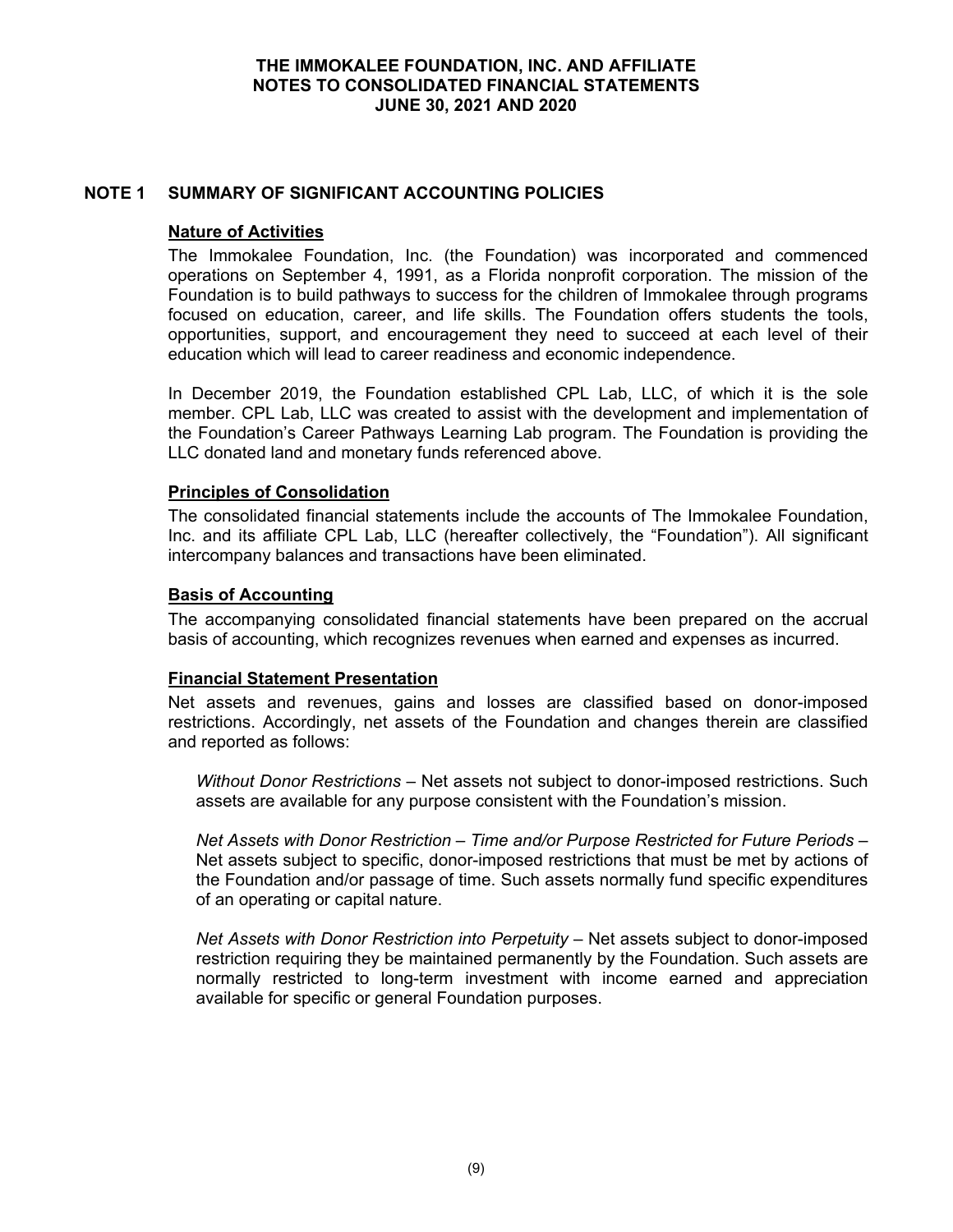# THE IMMOKALEE FOUNDATION, INC. AND AFFILIATE
# NOTES TO CONSOLIDATED FINANCIAL STATEMENTS
# JUNE 30, 2021 AND 2020

## NOTE 1 SUMMARY OF SIGNIFICANT ACCOUNTING POLICIES

### Nature of Activities

The Immokalee Foundation, Inc. (the Foundation) was incorporated and commenced operations on September 4, 1991, as a Florida nonprofit corporation. The mission of the Foundation is to build pathways to success for the children of Immokalee through programs focused on education, career, and life skills. The Foundation offers students the tools, opportunities, support, and encouragement they need to succeed at each level of their education which will lead to career readiness and economic independence.

In December 2019, the Foundation established CPL Lab, LLC, of which it is the sole member. CPL Lab, LLC was created to assist with the development and implementation of the Foundation's Career Pathways Learning Lab program. The Foundation is providing the LLC donated land and monetary funds referenced above.

### Principles of Consolidation

The consolidated financial statements include the accounts of The Immokalee Foundation, Inc. and its affiliate CPL Lab, LLC (hereafter collectively, the "Foundation"). All significant intercompany balances and transactions have been eliminated.

### Basis of Accounting

The accompanying consolidated financial statements have been prepared on the accrual basis of accounting, which recognizes revenues when earned and expenses as incurred.

### Financial Statement Presentation

Net assets and revenues, gains and losses are classified based on donor-imposed restrictions. Accordingly, net assets of the Foundation and changes therein are classified and reported as follows:

*Without Donor Restrictions* – Net assets not subject to donor-imposed restrictions. Such assets are available for any purpose consistent with the Foundation's mission.

*Net Assets with Donor Restriction – Time and/or Purpose Restricted for Future Periods* – Net assets subject to specific, donor-imposed restrictions that must be met by actions of the Foundation and/or passage of time. Such assets normally fund specific expenditures of an operating or capital nature.

*Net Assets with Donor Restriction into Perpetuity* – Net assets subject to donor-imposed restriction requiring they be maintained permanently by the Foundation. Such assets are normally restricted to long-term investment with income earned and appreciation available for specific or general Foundation purposes.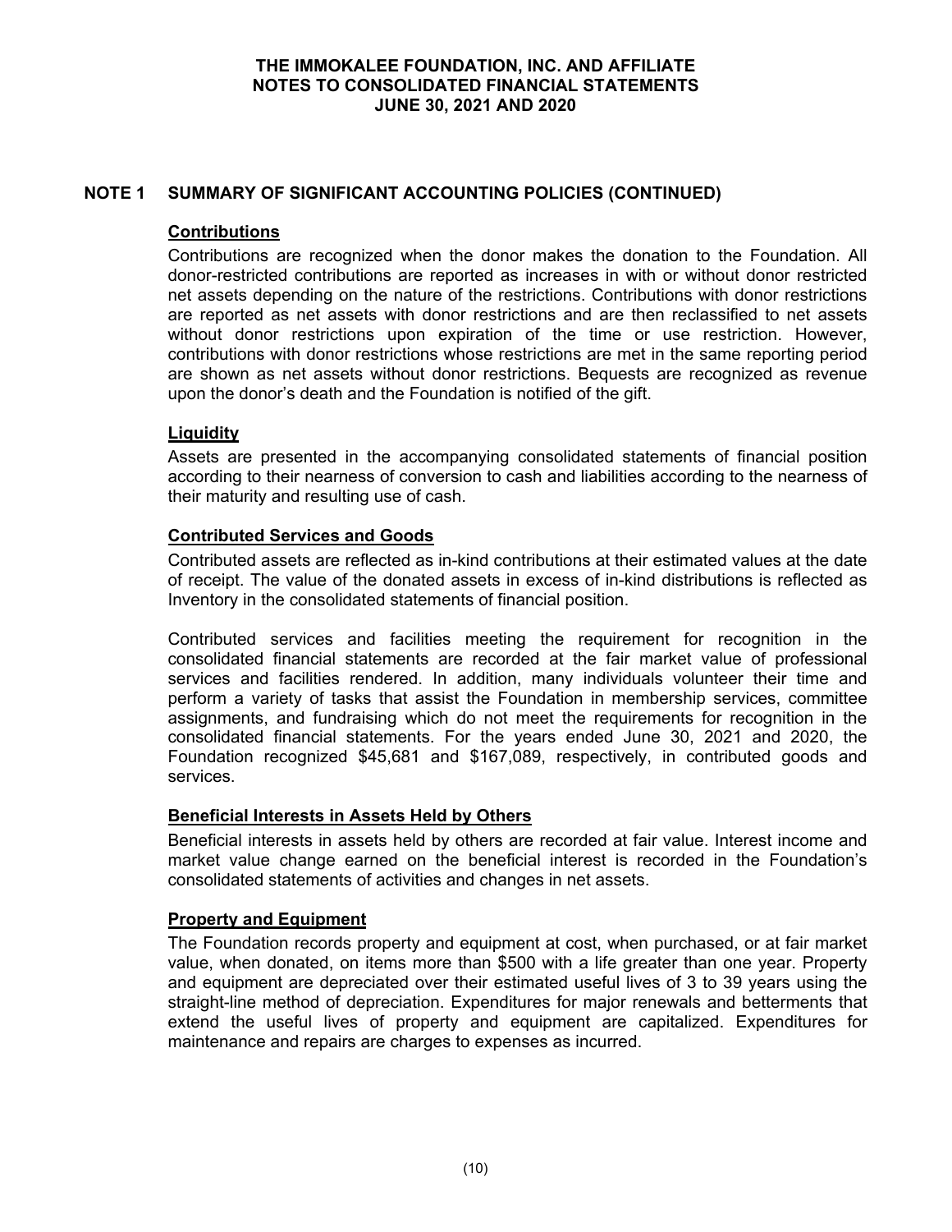## NOTE 1 SUMMARY OF SIGNIFICANT ACCOUNTING POLICIES (CONTINUED)

### Contributions

Contributions are recognized when the donor makes the donation to the Foundation. All donor-restricted contributions are reported as increases in with or without donor restricted net assets depending on the nature of the restrictions. Contributions with donor restrictions are reported as net assets with donor restrictions and are then reclassified to net assets without donor restrictions upon expiration of the time or use restriction. However, contributions with donor restrictions whose restrictions are met in the same reporting period are shown as net assets without donor restrictions. Bequests are recognized as revenue upon the donor's death and the Foundation is notified of the gift.

### Liquidity

Assets are presented in the accompanying consolidated statements of financial position according to their nearness of conversion to cash and liabilities according to the nearness of their maturity and resulting use of cash.

### Contributed Services and Goods

Contributed assets are reflected as in-kind contributions at their estimated values at the date of receipt. The value of the donated assets in excess of in-kind distributions is reflected as Inventory in the consolidated statements of financial position.

Contributed services and facilities meeting the requirement for recognition in the consolidated financial statements are recorded at the fair market value of professional services and facilities rendered. In addition, many individuals volunteer their time and perform a variety of tasks that assist the Foundation in membership services, committee assignments, and fundraising which do not meet the requirements for recognition in the consolidated financial statements. For the years ended June 30, 2021 and 2020, the Foundation recognized $45,681 and $167,089, respectively, in contributed goods and services.

### Beneficial Interests in Assets Held by Others

Beneficial interests in assets held by others are recorded at fair value. Interest income and market value change earned on the beneficial interest is recorded in the Foundation's consolidated statements of activities and changes in net assets.

### Property and Equipment

The Foundation records property and equipment at cost, when purchased, or at fair market value, when donated, on items more than $500 with a life greater than one year. Property and equipment are depreciated over their estimated useful lives of 3 to 39 years using the straight-line method of depreciation. Expenditures for major renewals and betterments that extend the useful lives of property and equipment are capitalized. Expenditures for maintenance and repairs are charges to expenses as incurred.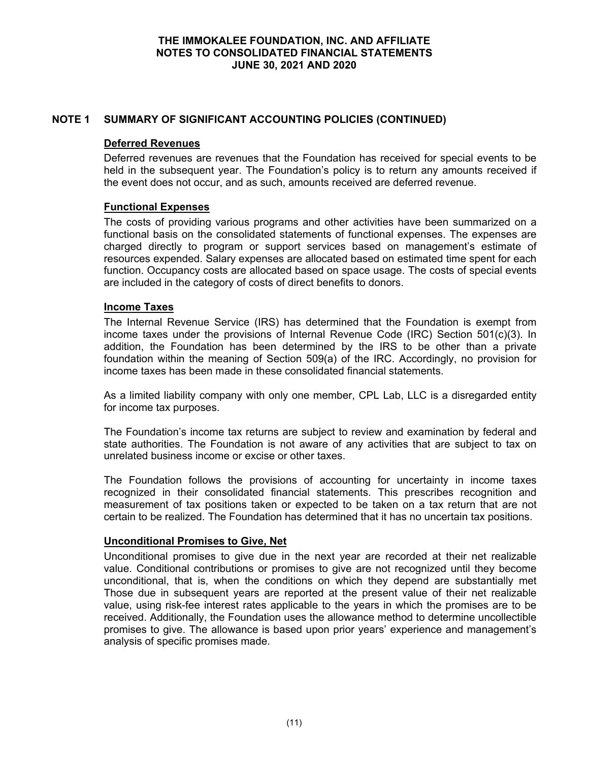## NOTE 1 SUMMARY OF SIGNIFICANT ACCOUNTING POLICIES (CONTINUED)

### Deferred Revenues

Deferred revenues are revenues that the Foundation has received for special events to be held in the subsequent year. The Foundation's policy is to return any amounts received if the event does not occur, and as such, amounts received are deferred revenue.

### Functional Expenses

The costs of providing various programs and other activities have been summarized on a functional basis on the consolidated statements of functional expenses. The expenses are charged directly to program or support services based on management's estimate of resources expended. Salary expenses are allocated based on estimated time spent for each function. Occupancy costs are allocated based on space usage. The costs of special events are included in the category of costs of direct benefits to donors.

### Income Taxes

The Internal Revenue Service (IRS) has determined that the Foundation is exempt from income taxes under the provisions of Internal Revenue Code (IRC) Section 501(c)(3). In addition, the Foundation has been determined by the IRS to be other than a private foundation within the meaning of Section 509(a) of the IRC. Accordingly, no provision for income taxes has been made in these consolidated financial statements.

As a limited liability company with only one member, CPL Lab, LLC is a disregarded entity for income tax purposes.

The Foundation's income tax returns are subject to review and examination by federal and state authorities. The Foundation is not aware of any activities that are subject to tax on unrelated business income or excise or other taxes.

The Foundation follows the provisions of accounting for uncertainty in income taxes recognized in their consolidated financial statements. This prescribes recognition and measurement of tax positions taken or expected to be taken on a tax return that are not certain to be realized. The Foundation has determined that it has no uncertain tax positions.

### Unconditional Promises to Give, Net

Unconditional promises to give due in the next year are recorded at their net realizable value. Conditional contributions or promises to give are not recognized until they become unconditional, that is, when the conditions on which they depend are substantially met Those due in subsequent years are reported at the present value of their net realizable value, using risk-fee interest rates applicable to the years in which the promises are to be received. Additionally, the Foundation uses the allowance method to determine uncollectible promises to give. The allowance is based upon prior years' experience and management's analysis of specific promises made.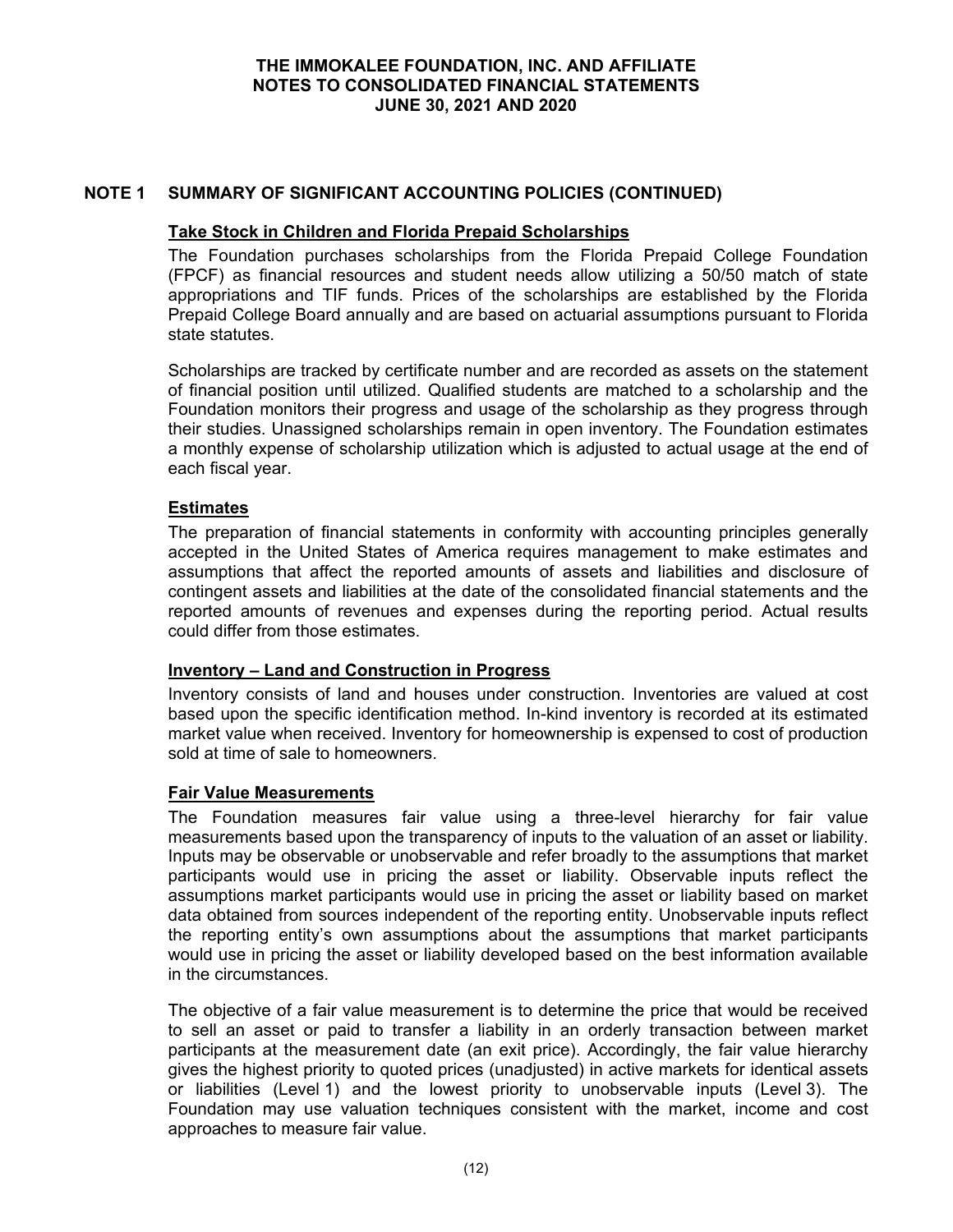## NOTE 1 SUMMARY OF SIGNIFICANT ACCOUNTING POLICIES (CONTINUED)

### Take Stock in Children and Florida Prepaid Scholarships

The Foundation purchases scholarships from the Florida Prepaid College Foundation (FPCF) as financial resources and student needs allow utilizing a 50/50 match of state appropriations and TIF funds. Prices of the scholarships are established by the Florida Prepaid College Board annually and are based on actuarial assumptions pursuant to Florida state statutes.

Scholarships are tracked by certificate number and are recorded as assets on the statement of financial position until utilized. Qualified students are matched to a scholarship and the Foundation monitors their progress and usage of the scholarship as they progress through their studies. Unassigned scholarships remain in open inventory. The Foundation estimates a monthly expense of scholarship utilization which is adjusted to actual usage at the end of each fiscal year.

### Estimates

The preparation of financial statements in conformity with accounting principles generally accepted in the United States of America requires management to make estimates and assumptions that affect the reported amounts of assets and liabilities and disclosure of contingent assets and liabilities at the date of the consolidated financial statements and the reported amounts of revenues and expenses during the reporting period. Actual results could differ from those estimates.

### Inventory – Land and Construction in Progress

Inventory consists of land and houses under construction. Inventories are valued at cost based upon the specific identification method. In-kind inventory is recorded at its estimated market value when received. Inventory for homeownership is expensed to cost of production sold at time of sale to homeowners.

### Fair Value Measurements

The Foundation measures fair value using a three-level hierarchy for fair value measurements based upon the transparency of inputs to the valuation of an asset or liability. Inputs may be observable or unobservable and refer broadly to the assumptions that market participants would use in pricing the asset or liability. Observable inputs reflect the assumptions market participants would use in pricing the asset or liability based on market data obtained from sources independent of the reporting entity. Unobservable inputs reflect the reporting entity's own assumptions about the assumptions that market participants would use in pricing the asset or liability developed based on the best information available in the circumstances.

The objective of a fair value measurement is to determine the price that would be received to sell an asset or paid to transfer a liability in an orderly transaction between market participants at the measurement date (an exit price). Accordingly, the fair value hierarchy gives the highest priority to quoted prices (unadjusted) in active markets for identical assets or liabilities (Level 1) and the lowest priority to unobservable inputs (Level 3). The Foundation may use valuation techniques consistent with the market, income and cost approaches to measure fair value.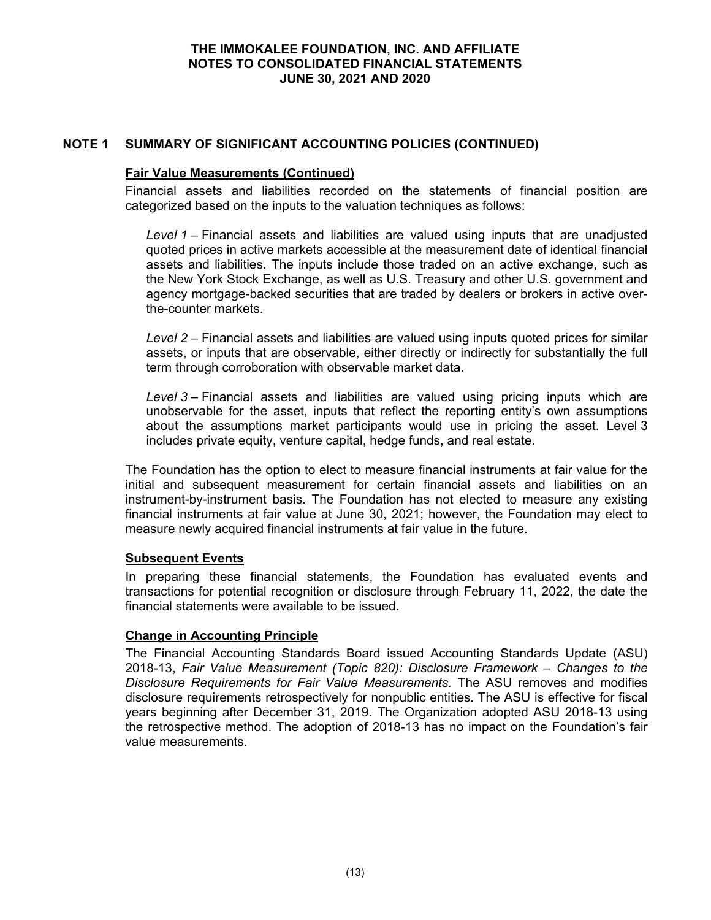## NOTE 1 SUMMARY OF SIGNIFICANT ACCOUNTING POLICIES (CONTINUED)

### Fair Value Measurements (Continued)

Financial assets and liabilities recorded on the statements of financial position are categorized based on the inputs to the valuation techniques as follows:

*Level 1* – Financial assets and liabilities are valued using inputs that are unadjusted quoted prices in active markets accessible at the measurement date of identical financial assets and liabilities. The inputs include those traded on an active exchange, such as the New York Stock Exchange, as well as U.S. Treasury and other U.S. government and agency mortgage-backed securities that are traded by dealers or brokers in active over-the-counter markets.

*Level 2* – Financial assets and liabilities are valued using inputs quoted prices for similar assets, or inputs that are observable, either directly or indirectly for substantially the full term through corroboration with observable market data.

*Level 3* – Financial assets and liabilities are valued using pricing inputs which are unobservable for the asset, inputs that reflect the reporting entity's own assumptions about the assumptions market participants would use in pricing the asset. Level 3 includes private equity, venture capital, hedge funds, and real estate.

The Foundation has the option to elect to measure financial instruments at fair value for the initial and subsequent measurement for certain financial assets and liabilities on an instrument-by-instrument basis. The Foundation has not elected to measure any existing financial instruments at fair value at June 30, 2021; however, the Foundation may elect to measure newly acquired financial instruments at fair value in the future.

### Subsequent Events

In preparing these financial statements, the Foundation has evaluated events and transactions for potential recognition or disclosure through February 11, 2022, the date the financial statements were available to be issued.

### Change in Accounting Principle

The Financial Accounting Standards Board issued Accounting Standards Update (ASU) 2018-13, *Fair Value Measurement (Topic 820): Disclosure Framework – Changes to the Disclosure Requirements for Fair Value Measurements.* The ASU removes and modifies disclosure requirements retrospectively for nonpublic entities. The ASU is effective for fiscal years beginning after December 31, 2019. The Organization adopted ASU 2018-13 using the retrospective method. The adoption of 2018-13 has no impact on the Foundation's fair value measurements.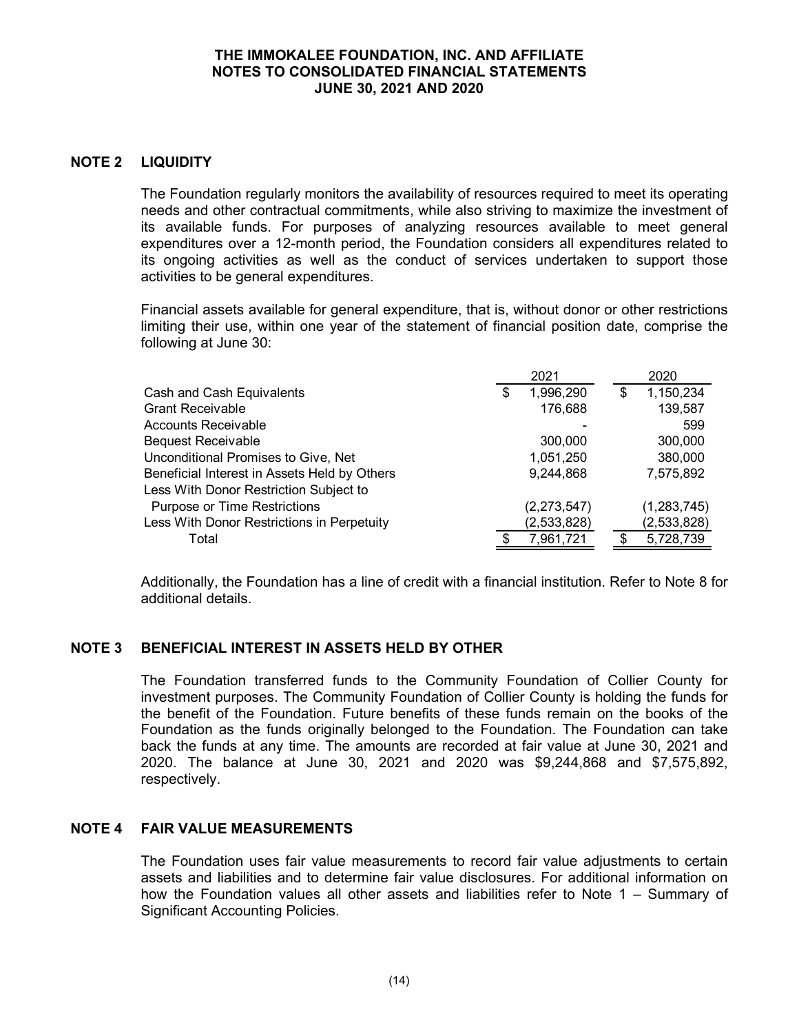## NOTE 2 LIQUIDITY

The Foundation regularly monitors the availability of resources required to meet its operating needs and other contractual commitments, while also striving to maximize the investment of its available funds. For purposes of analyzing resources available to meet general expenditures over a 12-month period, the Foundation considers all expenditures related to its ongoing activities as well as the conduct of services undertaken to support those activities to be general expenditures.

Financial assets available for general expenditure, that is, without donor or other restrictions limiting their use, within one year of the statement of financial position date, comprise the following at June 30:

| | 2021 | 2020 |
|---|---|---|
| Cash and Cash Equivalents | $ 1,996,290 | $ 1,150,234 |
| Grant Receivable | 176,688 | 139,587 |
| Accounts Receivable | - | 599 |
| Bequest Receivable | 300,000 | 300,000 |
| Unconditional Promises to Give, Net | 1,051,250 | 380,000 |
| Beneficial Interest in Assets Held by Others | 9,244,868 | 7,575,892 |
| Less With Donor Restriction Subject to Purpose or Time Restrictions | (2,273,547) | (1,283,745) |
| Less With Donor Restrictions in Perpetuity | (2,533,828) | (2,533,828) |
| Total | $ 7,961,721 | $ 5,728,739 |

Additionally, the Foundation has a line of credit with a financial institution. Refer to Note 8 for additional details.

## NOTE 3 BENEFICIAL INTEREST IN ASSETS HELD BY OTHER

The Foundation transferred funds to the Community Foundation of Collier County for investment purposes. The Community Foundation of Collier County is holding the funds for the benefit of the Foundation. Future benefits of these funds remain on the books of the Foundation as the funds originally belonged to the Foundation. The Foundation can take back the funds at any time. The amounts are recorded at fair value at June 30, 2021 and 2020. The balance at June 30, 2021 and 2020 was $9,244,868 and $7,575,892, respectively.

## NOTE 4 FAIR VALUE MEASUREMENTS

The Foundation uses fair value measurements to record fair value adjustments to certain assets and liabilities and to determine fair value disclosures. For additional information on how the Foundation values all other assets and liabilities refer to Note 1 – Summary of Significant Accounting Policies.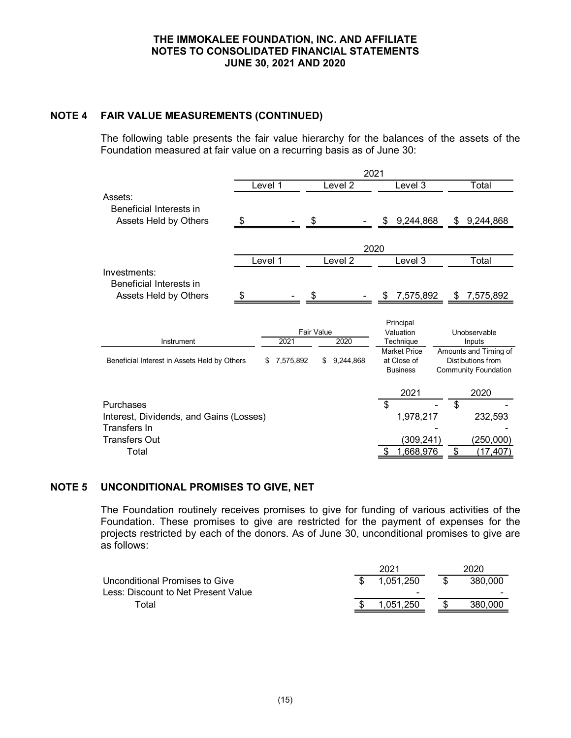## NOTE 4 FAIR VALUE MEASUREMENTS (CONTINUED)

The following table presents the fair value hierarchy for the balances of the assets of the Foundation measured at fair value on a recurring basis as of June 30:

| | 2021 | | | |
|---|---|---|---|---|
| | Level 1 | Level 2 | Level 3 | Total |
| Assets: | | | | |
| Beneficial Interests in Assets Held by Others | $ - | $ - | $ 9,244,868 | $ 9,244,868 |

| | 2020 | | | |
|---|---|---|---|---|
| | Level 1 | Level 2 | Level 3 | Total |
| Investments: | | | | |
| Beneficial Interests in Assets Held by Others | $ - | $ - | $ 7,575,892 | $ 7,575,892 |

| Instrument | Fair Value 2021 | Fair Value 2020 | Principal Valuation Technique | Unobservable Inputs |
|---|---|---|---|---|
| Beneficial Interest in Assets Held by Others | $ 7,575,892 | $ 9,244,868 | Market Price at Close of Business | Amounts and Timing of Distibutions from Community Foundation |

| | 2021 | 2020 |
|---|---|---|
| Purchases | $ - | $ - |
| Interest, Dividends, and Gains (Losses) | 1,978,217 | 232,593 |
| Transfers In | - | - |
| Transfers Out | (309,241) | (250,000) |
| Total | $ 1,668,976 | $ (17,407) |

## NOTE 5 UNCONDITIONAL PROMISES TO GIVE, NET

The Foundation routinely receives promises to give for funding of various activities of the Foundation. These promises to give are restricted for the payment of expenses for the projects restricted by each of the donors. As of June 30, unconditional promises to give are as follows:

| | 2021 | 2020 |
|---|---|---|
| Unconditional Promises to Give | $ 1,051,250 | $ 380,000 |
| Less: Discount to Net Present Value | - | - |
| Total | $ 1,051,250 | $ 380,000 |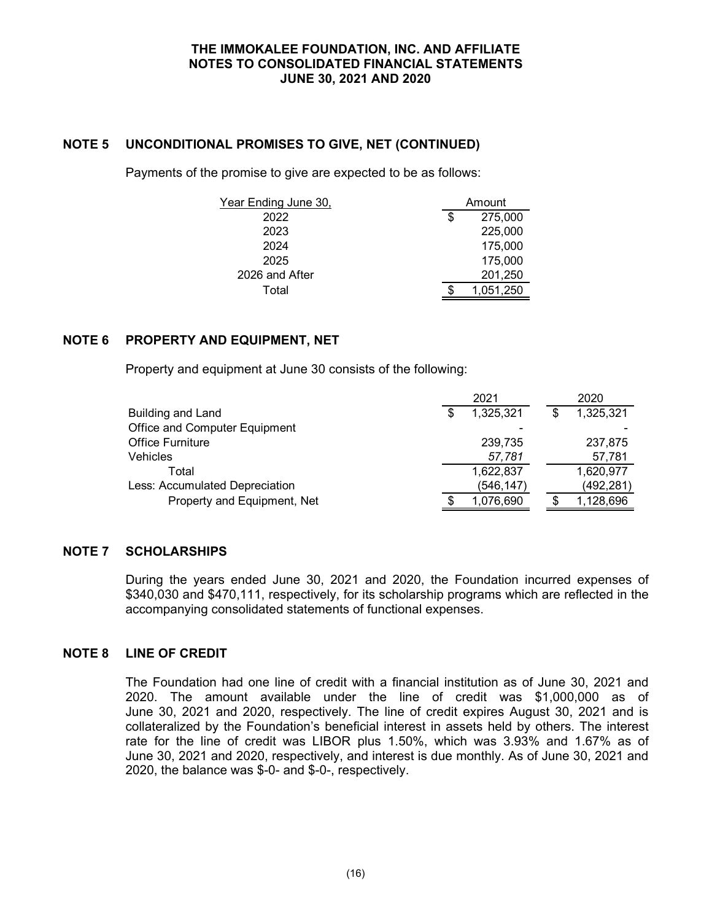## NOTE 5 UNCONDITIONAL PROMISES TO GIVE, NET (CONTINUED)

Payments of the promise to give are expected to be as follows:

| Year Ending June 30, | Amount |
|---|---|
| 2022 | $ 275,000 |
| 2023 | 225,000 |
| 2024 | 175,000 |
| 2025 | 175,000 |
| 2026 and After | 201,250 |
| Total | $ 1,051,250 |

## NOTE 6 PROPERTY AND EQUIPMENT, NET

Property and equipment at June 30 consists of the following:

| | 2021 | 2020 |
|---|---|---|
| Building and Land | $ 1,325,321 | $ 1,325,321 |
| Office and Computer Equipment | - | - |
| Office Furniture | 239,735 | 237,875 |
| Vehicles | *57,781* | 57,781 |
| Total | 1,622,837 | 1,620,977 |
| Less: Accumulated Depreciation | (546,147) | (492,281) |
| Property and Equipment, Net | $ 1,076,690 | $ 1,128,696 |

## NOTE 7 SCHOLARSHIPS

During the years ended June 30, 2021 and 2020, the Foundation incurred expenses of $340,030 and $470,111, respectively, for its scholarship programs which are reflected in the accompanying consolidated statements of functional expenses.

## NOTE 8 LINE OF CREDIT

The Foundation had one line of credit with a financial institution as of June 30, 2021 and 2020. The amount available under the line of credit was $1,000,000 as of June 30, 2021 and 2020, respectively. The line of credit expires August 30, 2021 and is collateralized by the Foundation's beneficial interest in assets held by others. The interest rate for the line of credit was LIBOR plus 1.50%, which was 3.93% and 1.67% as of June 30, 2021 and 2020, respectively, and interest is due monthly. As of June 30, 2021 and 2020, the balance was $-0- and $-0-, respectively.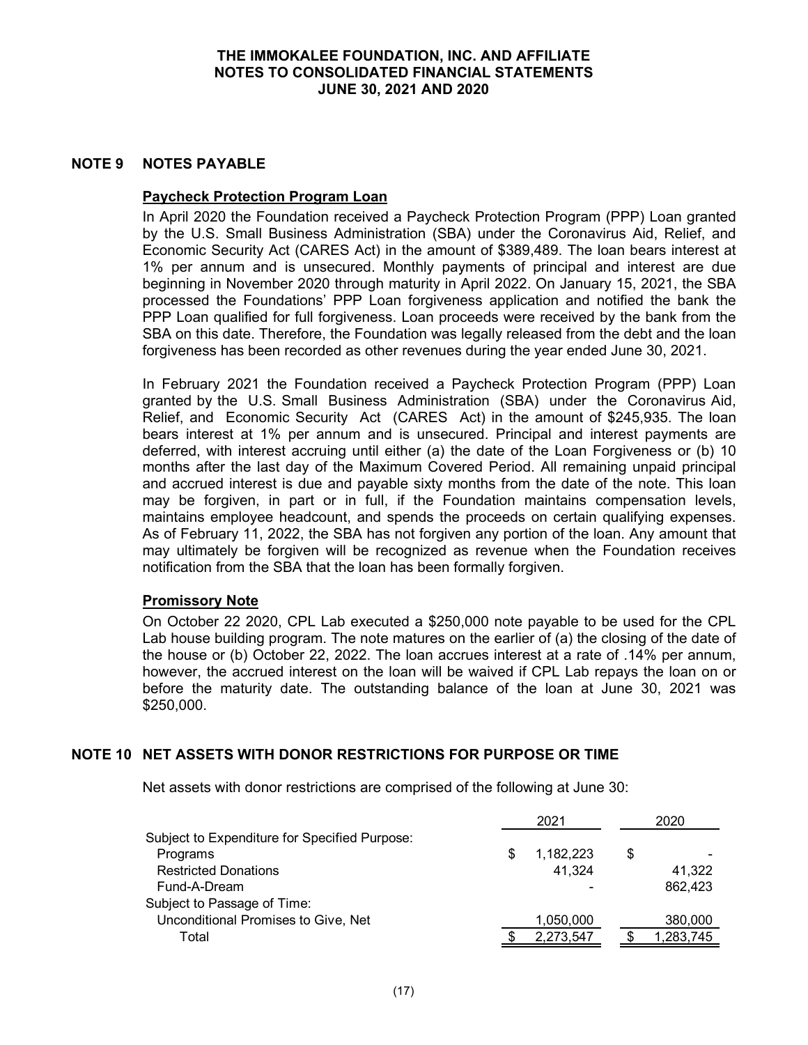## NOTE 9 NOTES PAYABLE

### Paycheck Protection Program Loan

In April 2020 the Foundation received a Paycheck Protection Program (PPP) Loan granted by the U.S. Small Business Administration (SBA) under the Coronavirus Aid, Relief, and Economic Security Act (CARES Act) in the amount of $389,489. The loan bears interest at 1% per annum and is unsecured. Monthly payments of principal and interest are due beginning in November 2020 through maturity in April 2022. On January 15, 2021, the SBA processed the Foundations' PPP Loan forgiveness application and notified the bank the PPP Loan qualified for full forgiveness. Loan proceeds were received by the bank from the SBA on this date. Therefore, the Foundation was legally released from the debt and the loan forgiveness has been recorded as other revenues during the year ended June 30, 2021.

In February 2021 the Foundation received a Paycheck Protection Program (PPP) Loan granted by the U.S. Small Business Administration (SBA) under the Coronavirus Aid, Relief, and Economic Security Act (CARES Act) in the amount of $245,935. The loan bears interest at 1% per annum and is unsecured. Principal and interest payments are deferred, with interest accruing until either (a) the date of the Loan Forgiveness or (b) 10 months after the last day of the Maximum Covered Period. All remaining unpaid principal and accrued interest is due and payable sixty months from the date of the note. This loan may be forgiven, in part or in full, if the Foundation maintains compensation levels, maintains employee headcount, and spends the proceeds on certain qualifying expenses. As of February 11, 2022, the SBA has not forgiven any portion of the loan. Any amount that may ultimately be forgiven will be recognized as revenue when the Foundation receives notification from the SBA that the loan has been formally forgiven.

### Promissory Note

On October 22 2020, CPL Lab executed a $250,000 note payable to be used for the CPL Lab house building program. The note matures on the earlier of (a) the closing of the date of the house or (b) October 22, 2022. The loan accrues interest at a rate of .14% per annum, however, the accrued interest on the loan will be waived if CPL Lab repays the loan on or before the maturity date. The outstanding balance of the loan at June 30, 2021 was $250,000.

## NOTE 10 NET ASSETS WITH DONOR RESTRICTIONS FOR PURPOSE OR TIME

Net assets with donor restrictions are comprised of the following at June 30:

| | 2021 | 2020 |
|---|---|---|
| Subject to Expenditure for Specified Purpose: | | |
| Programs | $ 1,182,223 | $ - |
| Restricted Donations | 41,324 | 41,322 |
| Fund-A-Dream | - | 862,423 |
| Subject to Passage of Time: | | |
| Unconditional Promises to Give, Net | 1,050,000 | 380,000 |
| Total | $ 2,273,547 | $ 1,283,745 |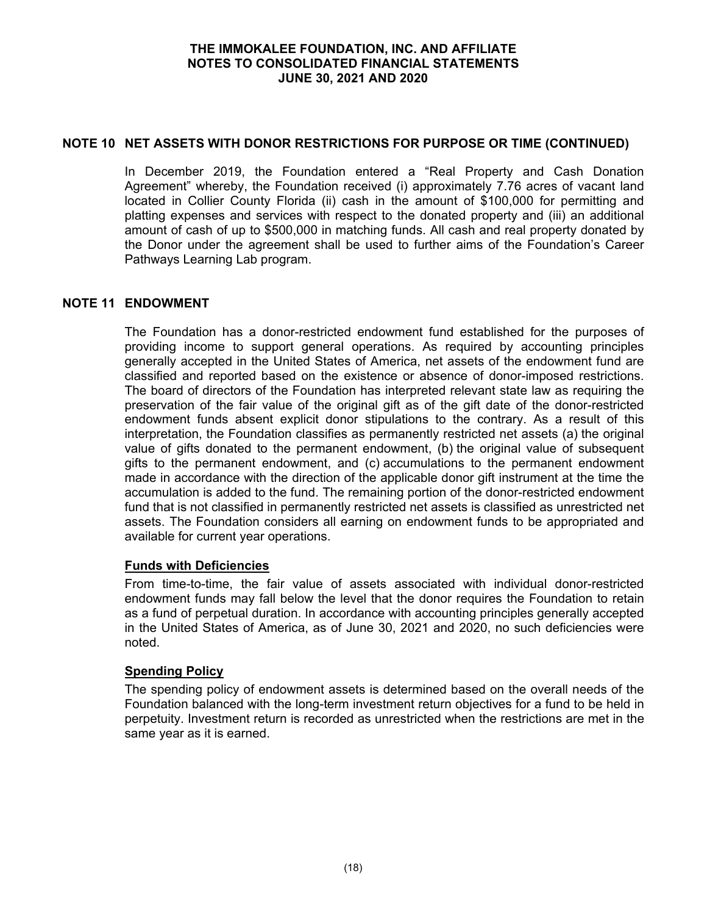## NOTE 10 NET ASSETS WITH DONOR RESTRICTIONS FOR PURPOSE OR TIME (CONTINUED)

In December 2019, the Foundation entered a "Real Property and Cash Donation Agreement" whereby, the Foundation received (i) approximately 7.76 acres of vacant land located in Collier County Florida (ii) cash in the amount of $100,000 for permitting and platting expenses and services with respect to the donated property and (iii) an additional amount of cash of up to $500,000 in matching funds. All cash and real property donated by the Donor under the agreement shall be used to further aims of the Foundation's Career Pathways Learning Lab program.

## NOTE 11 ENDOWMENT

The Foundation has a donor-restricted endowment fund established for the purposes of providing income to support general operations. As required by accounting principles generally accepted in the United States of America, net assets of the endowment fund are classified and reported based on the existence or absence of donor-imposed restrictions. The board of directors of the Foundation has interpreted relevant state law as requiring the preservation of the fair value of the original gift as of the gift date of the donor-restricted endowment funds absent explicit donor stipulations to the contrary. As a result of this interpretation, the Foundation classifies as permanently restricted net assets (a) the original value of gifts donated to the permanent endowment, (b) the original value of subsequent gifts to the permanent endowment, and (c) accumulations to the permanent endowment made in accordance with the direction of the applicable donor gift instrument at the time the accumulation is added to the fund. The remaining portion of the donor-restricted endowment fund that is not classified in permanently restricted net assets is classified as unrestricted net assets. The Foundation considers all earning on endowment funds to be appropriated and available for current year operations.

### Funds with Deficiencies

From time-to-time, the fair value of assets associated with individual donor-restricted endowment funds may fall below the level that the donor requires the Foundation to retain as a fund of perpetual duration. In accordance with accounting principles generally accepted in the United States of America, as of June 30, 2021 and 2020, no such deficiencies were noted.

### Spending Policy

The spending policy of endowment assets is determined based on the overall needs of the Foundation balanced with the long-term investment return objectives for a fund to be held in perpetuity. Investment return is recorded as unrestricted when the restrictions are met in the same year as it is earned.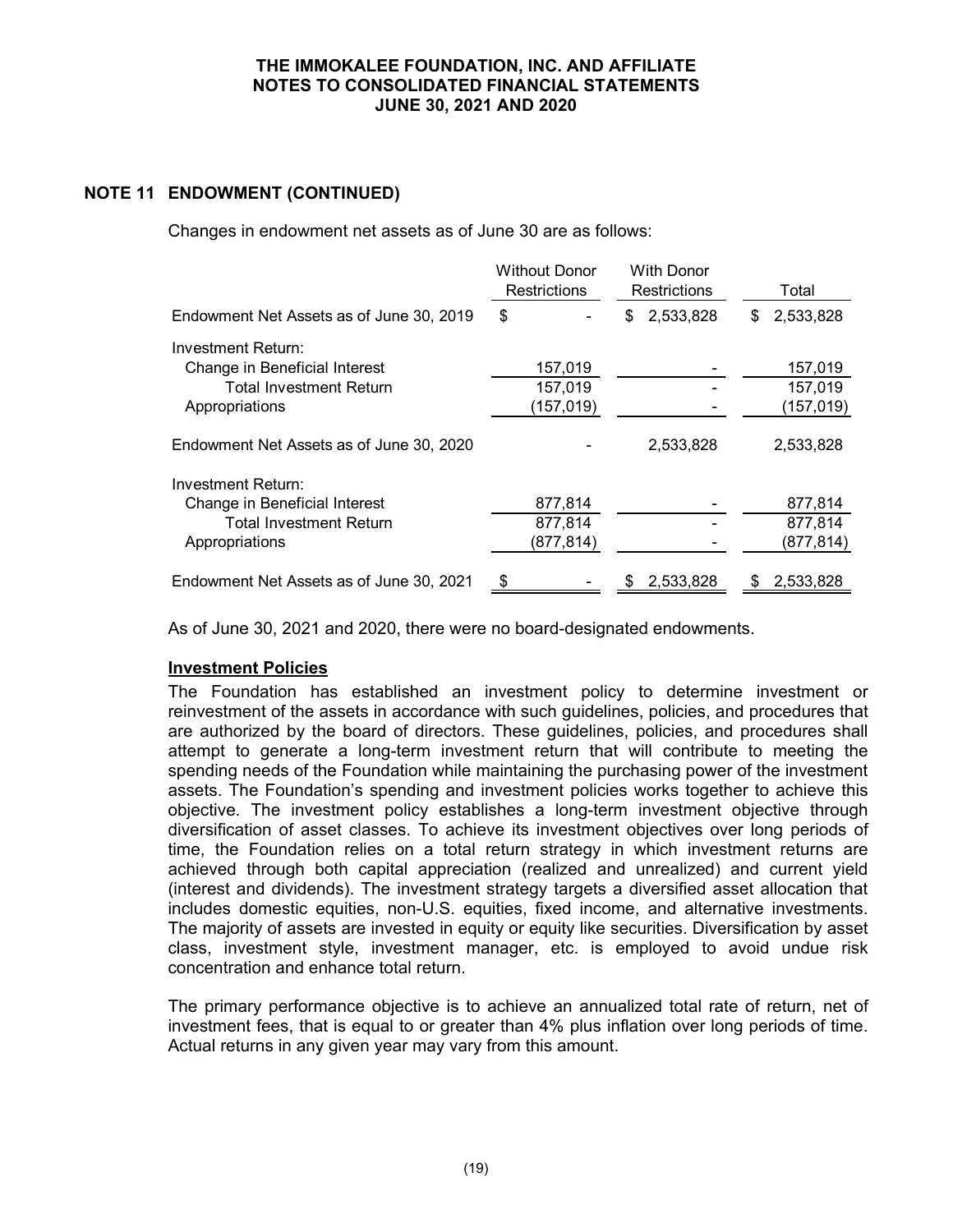## NOTE 11 ENDOWMENT (CONTINUED)

Changes in endowment net assets as of June 30 are as follows:

| | Without Donor Restrictions | With Donor Restrictions | Total |
|---|---|---|---|
| Endowment Net Assets as of June 30, 2019 | $ - | $ 2,533,828 | $ 2,533,828 |
| Investment Return: | | | |
| Change in Beneficial Interest | 157,019 | - | 157,019 |
| Total Investment Return | 157,019 | - | 157,019 |
| Appropriations | (157,019) | - | (157,019) |
| Endowment Net Assets as of June 30, 2020 | - | 2,533,828 | 2,533,828 |
| Investment Return: | | | |
| Change in Beneficial Interest | 877,814 | - | 877,814 |
| Total Investment Return | 877,814 | - | 877,814 |
| Appropriations | (877,814) | - | (877,814) |
| Endowment Net Assets as of June 30, 2021 | $ - | $ 2,533,828 | $ 2,533,828 |

As of June 30, 2021 and 2020, there were no board-designated endowments.

**Investment Policies**

The Foundation has established an investment policy to determine investment or reinvestment of the assets in accordance with such guidelines, policies, and procedures that are authorized by the board of directors. These guidelines, policies, and procedures shall attempt to generate a long-term investment return that will contribute to meeting the spending needs of the Foundation while maintaining the purchasing power of the investment assets. The Foundation's spending and investment policies works together to achieve this objective. The investment policy establishes a long-term investment objective through diversification of asset classes. To achieve its investment objectives over long periods of time, the Foundation relies on a total return strategy in which investment returns are achieved through both capital appreciation (realized and unrealized) and current yield (interest and dividends). The investment strategy targets a diversified asset allocation that includes domestic equities, non-U.S. equities, fixed income, and alternative investments. The majority of assets are invested in equity or equity like securities. Diversification by asset class, investment style, investment manager, etc. is employed to avoid undue risk concentration and enhance total return.

The primary performance objective is to achieve an annualized total rate of return, net of investment fees, that is equal to or greater than 4% plus inflation over long periods of time. Actual returns in any given year may vary from this amount.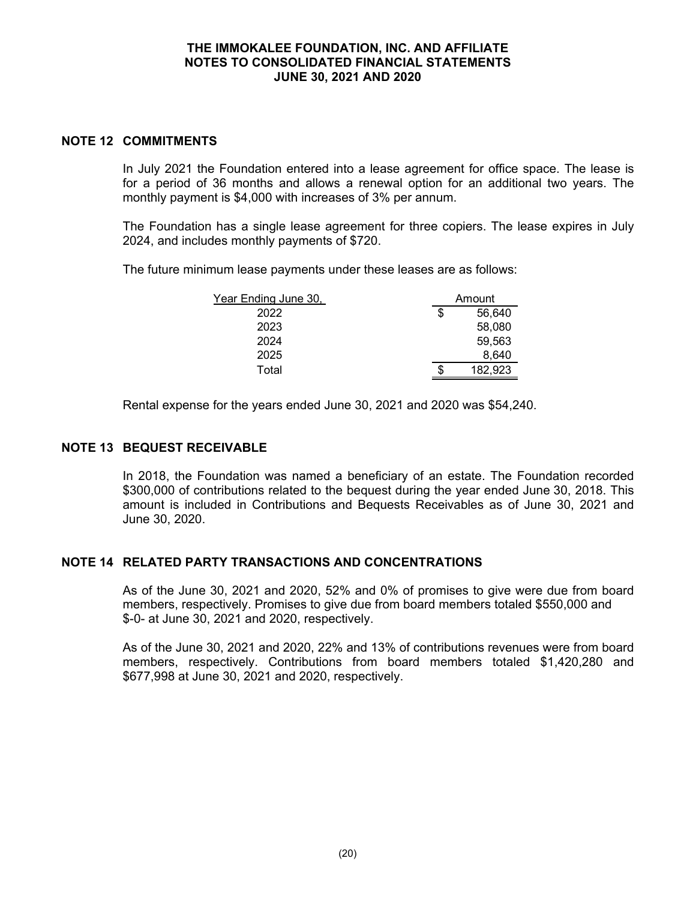## NOTE 12 COMMITMENTS

In July 2021 the Foundation entered into a lease agreement for office space. The lease is for a period of 36 months and allows a renewal option for an additional two years. The monthly payment is $4,000 with increases of 3% per annum.

The Foundation has a single lease agreement for three copiers. The lease expires in July 2024, and includes monthly payments of $720.

The future minimum lease payments under these leases are as follows:

| Year Ending June 30, | Amount |
|---|---|
| 2022 | $ 56,640 |
| 2023 | 58,080 |
| 2024 | 59,563 |
| 2025 | 8,640 |
| Total | $ 182,923 |

Rental expense for the years ended June 30, 2021 and 2020 was $54,240.

## NOTE 13 BEQUEST RECEIVABLE

In 2018, the Foundation was named a beneficiary of an estate. The Foundation recorded $300,000 of contributions related to the bequest during the year ended June 30, 2018. This amount is included in Contributions and Bequests Receivables as of June 30, 2021 and June 30, 2020.

## NOTE 14 RELATED PARTY TRANSACTIONS AND CONCENTRATIONS

As of the June 30, 2021 and 2020, 52% and 0% of promises to give were due from board members, respectively. Promises to give due from board members totaled $550,000 and $-0- at June 30, 2021 and 2020, respectively.

As of the June 30, 2021 and 2020, 22% and 13% of contributions revenues were from board members, respectively. Contributions from board members totaled $1,420,280 and $677,998 at June 30, 2021 and 2020, respectively.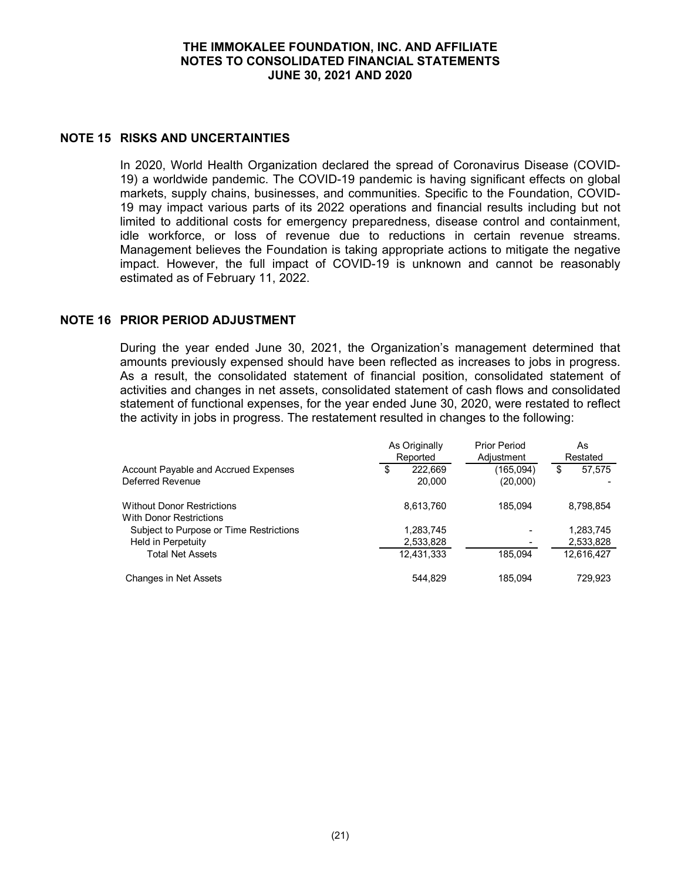## NOTE 15 RISKS AND UNCERTAINTIES

In 2020, World Health Organization declared the spread of Coronavirus Disease (COVID-19) a worldwide pandemic. The COVID-19 pandemic is having significant effects on global markets, supply chains, businesses, and communities. Specific to the Foundation, COVID-19 may impact various parts of its 2022 operations and financial results including but not limited to additional costs for emergency preparedness, disease control and containment, idle workforce, or loss of revenue due to reductions in certain revenue streams. Management believes the Foundation is taking appropriate actions to mitigate the negative impact. However, the full impact of COVID-19 is unknown and cannot be reasonably estimated as of February 11, 2022.

## NOTE 16 PRIOR PERIOD ADJUSTMENT

During the year ended June 30, 2021, the Organization's management determined that amounts previously expensed should have been reflected as increases to jobs in progress. As a result, the consolidated statement of financial position, consolidated statement of activities and changes in net assets, consolidated statement of cash flows and consolidated statement of functional expenses, for the year ended June 30, 2020, were restated to reflect the activity in jobs in progress. The restatement resulted in changes to the following:

| | As Originally Reported | Prior Period Adjustment | As Restated |
|---|---|---|---|
| Account Payable and Accrued Expenses | $ 222,669 | (165,094) | $ 57,575 |
| Deferred Revenue | 20,000 | (20,000) | - |
| Without Donor Restrictions | 8,613,760 | 185,094 | 8,798,854 |
| With Donor Restrictions | | | |
| Subject to Purpose or Time Restrictions | 1,283,745 | - | 1,283,745 |
| Held in Perpetuity | 2,533,828 | - | 2,533,828 |
| Total Net Assets | 12,431,333 | 185,094 | 12,616,427 |
| Changes in Net Assets | 544,829 | 185,094 | 729,923 |